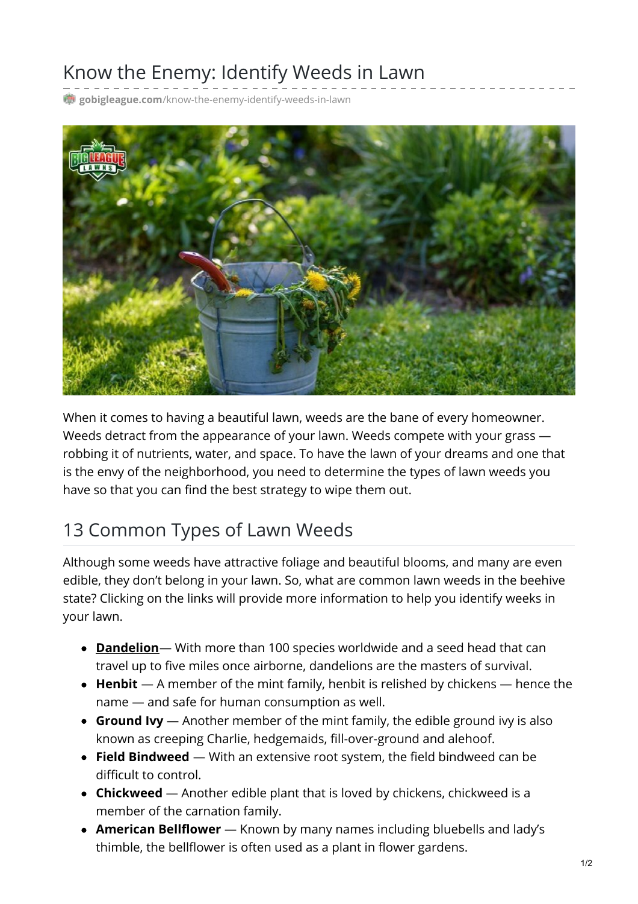# Know the Enemy: Identify Weeds in Lawn

gobigleague.com/know-the-enemy-identify-weeds-in-lawn

When it comes to having a beautiful lawn, weeds are the bane of every homeowner. Weeds detract from the appearance of your lawn. Weeds compete with your grass — robbing it of nutrients, water, and space. To have the lawn of your dreams and one that is the envy of the neighborhood, you need to determine the types of lawn weeds you have so that you can find the best strategy to wipe them out.

## 13 Common Types of Lawn Weeds

Although some weeds have attractive foliage and beautiful blooms, and many are even edible, they don't belong in your lawn. So, what are common lawn weeds in the beehive state? Clicking on the links will provide more information to help you identify weeks in your lawn.

- **Dandelion**— With more than 100 species worldwide and a seed head that can travel up to five miles once airborne, dandelions are the masters of survival.
- **Henbit** — A member of the mint family, henbit is relished by chickens — hence the name — and safe for human consumption as well.
- **Ground Ivy** — Another member of the mint family, the edible ground ivy is also known as creeping Charlie, hedgemaids, fill-over-ground and alehoof.
- **Field Bindweed** — With an extensive root system, the field bindweed can be difficult to control.
- **Chickweed** — Another edible plant that is loved by chickens, chickweed is a member of the carnation family.
- **American Bellflower** — Known by many names including bluebells and lady's thimble, the bellflower is often used as a plant in flower gardens.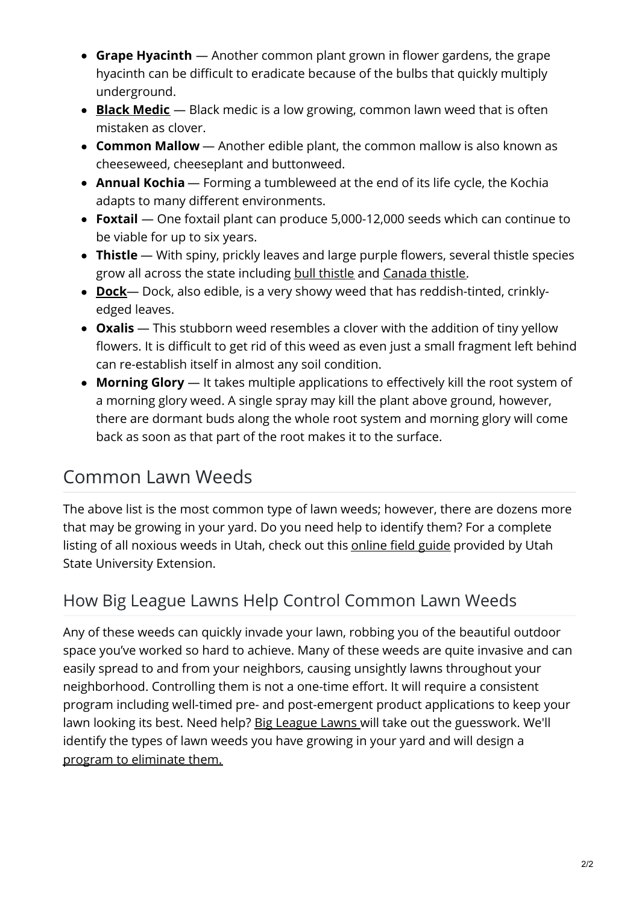- **Grape Hyacinth** — Another common plant grown in flower gardens, the grape hyacinth can be difficult to eradicate because of the bulbs that quickly multiply underground.
- **Black Medic** — Black medic is a low growing, common lawn weed that is often mistaken as clover.
- **Common Mallow** — Another edible plant, the common mallow is also known as cheeseweed, cheeseplant and buttonweed.
- **Annual Kochia** — Forming a tumbleweed at the end of its life cycle, the Kochia adapts to many different environments.
- **Foxtail** — One foxtail plant can produce 5,000-12,000 seeds which can continue to be viable for up to six years.
- **Thistle** — With spiny, prickly leaves and large purple flowers, several thistle species grow all across the state including bull thistle and Canada thistle.
- **Dock**— Dock, also edible, is a very showy weed that has reddish-tinted, crinkly-edged leaves.
- **Oxalis** — This stubborn weed resembles a clover with the addition of tiny yellow flowers. It is difficult to get rid of this weed as even just a small fragment left behind can re-establish itself in almost any soil condition.
- **Morning Glory** — It takes multiple applications to effectively kill the root system of a morning glory weed. A single spray may kill the plant above ground, however, there are dormant buds along the whole root system and morning glory will come back as soon as that part of the root makes it to the surface.

## Common Lawn Weeds

The above list is the most common type of lawn weeds; however, there are dozens more that may be growing in your yard. Do you need help to identify them? For a complete listing of all noxious weeds in Utah, check out this online field guide provided by Utah State University Extension.

### How Big League Lawns Help Control Common Lawn Weeds

Any of these weeds can quickly invade your lawn, robbing you of the beautiful outdoor space you've worked so hard to achieve. Many of these weeds are quite invasive and can easily spread to and from your neighbors, causing unsightly lawns throughout your neighborhood. Controlling them is not a one-time effort. It will require a consistent program including well-timed pre- and post-emergent product applications to keep your lawn looking its best. Need help? Big League Lawns will take out the guesswork. We'll identify the types of lawn weeds you have growing in your yard and will design a program to eliminate them.